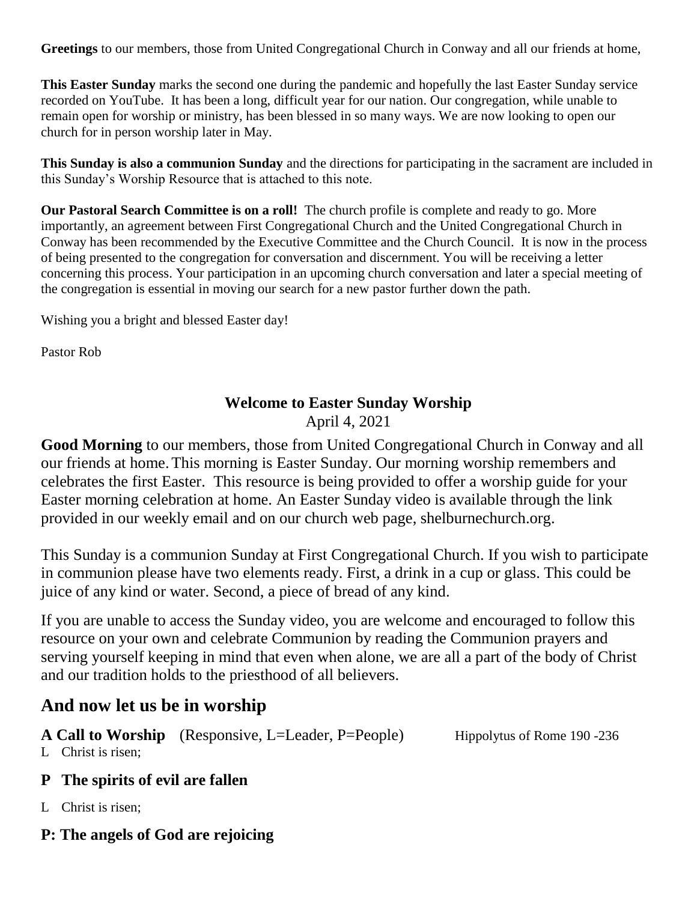**Greetings** to our members, those from United Congregational Church in Conway and all our friends at home,

**This Easter Sunday** marks the second one during the pandemic and hopefully the last Easter Sunday service recorded on YouTube. It has been a long, difficult year for our nation. Our congregation, while unable to remain open for worship or ministry, has been blessed in so many ways. We are now looking to open our church for in person worship later in May.

**This Sunday is also a communion Sunday** and the directions for participating in the sacrament are included in this Sunday's Worship Resource that is attached to this note.

**Our Pastoral Search Committee is on a roll!** The church profile is complete and ready to go. More importantly, an agreement between First Congregational Church and the United Congregational Church in Conway has been recommended by the Executive Committee and the Church Council. It is now in the process of being presented to the congregation for conversation and discernment. You will be receiving a letter concerning this process. Your participation in an upcoming church conversation and later a special meeting of the congregation is essential in moving our search for a new pastor further down the path.

Wishing you a bright and blessed Easter day!

Pastor Rob

**Welcome to Easter Sunday Worship**

April 4, 2021

**Good Morning** to our members, those from United Congregational Church in Conway and all our friends at home. This morning is Easter Sunday. Our morning worship remembers and celebrates the first Easter. This resource is being provided to offer a worship guide for your Easter morning celebration at home. An Easter Sunday video is available through the link provided in our weekly email and on our church web page, shelburnechurch.org.

This Sunday is a communion Sunday at First Congregational Church. If you wish to participate in communion please have two elements ready. First, a drink in a cup or glass. This could be juice of any kind or water. Second, a piece of bread of any kind.

If you are unable to access the Sunday video, you are welcome and encouraged to follow this resource on your own and celebrate Communion by reading the Communion prayers and serving yourself keeping in mind that even when alone, we are all a part of the body of Christ and our tradition holds to the priesthood of all believers.

## And now let us be in worship

**A Call to Worship** (Responsive, L=Leader, P=People) Hippolytus of Rome 190 -236

L Christ is risen;

**P The spirits of evil are fallen**

L Christ is risen;

**P: The angels of God are rejoicing**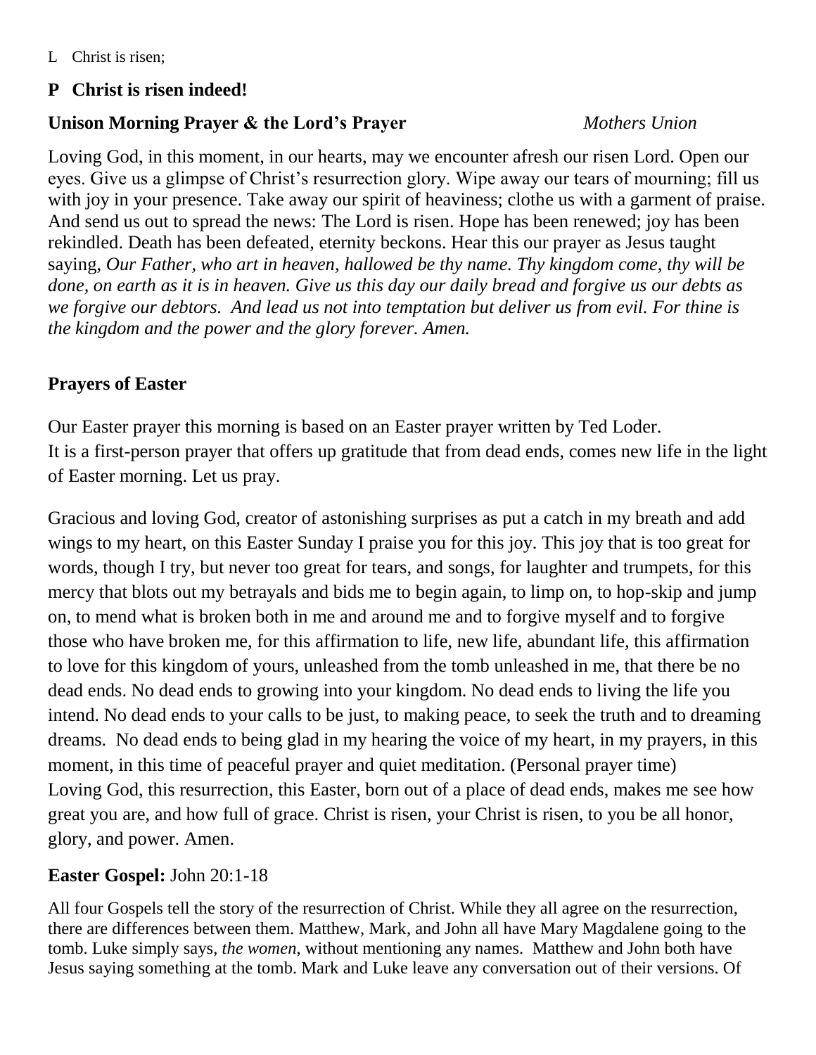L Christ is risen;

**P Christ is risen indeed!**

**Unison Morning Prayer & the Lord's Prayer** *Mothers Union*

Loving God, in this moment, in our hearts, may we encounter afresh our risen Lord. Open our eyes. Give us a glimpse of Christ's resurrection glory. Wipe away our tears of mourning; fill us with joy in your presence. Take away our spirit of heaviness; clothe us with a garment of praise. And send us out to spread the news: The Lord is risen. Hope has been renewed; joy has been rekindled. Death has been defeated, eternity beckons. Hear this our prayer as Jesus taught saying, *Our Father, who art in heaven, hallowed be thy name. Thy kingdom come, thy will be done, on earth as it is in heaven. Give us this day our daily bread and forgive us our debts as we forgive our debtors. And lead us not into temptation but deliver us from evil. For thine is the kingdom and the power and the glory forever. Amen.*

**Prayers of Easter**

Our Easter prayer this morning is based on an Easter prayer written by Ted Loder. It is a first-person prayer that offers up gratitude that from dead ends, comes new life in the light of Easter morning. Let us pray.

Gracious and loving God, creator of astonishing surprises as put a catch in my breath and add wings to my heart, on this Easter Sunday I praise you for this joy. This joy that is too great for words, though I try, but never too great for tears, and songs, for laughter and trumpets, for this mercy that blots out my betrayals and bids me to begin again, to limp on, to hop-skip and jump on, to mend what is broken both in me and around me and to forgive myself and to forgive those who have broken me, for this affirmation to life, new life, abundant life, this affirmation to love for this kingdom of yours, unleashed from the tomb unleashed in me, that there be no dead ends. No dead ends to growing into your kingdom. No dead ends to living the life you intend. No dead ends to your calls to be just, to making peace, to seek the truth and to dreaming dreams. No dead ends to being glad in my hearing the voice of my heart, in my prayers, in this moment, in this time of peaceful prayer and quiet meditation. (Personal prayer time)
Loving God, this resurrection, this Easter, born out of a place of dead ends, makes me see how great you are, and how full of grace. Christ is risen, your Christ is risen, to you be all honor, glory, and power. Amen.

**Easter Gospel:** John 20:1-18

All four Gospels tell the story of the resurrection of Christ. While they all agree on the resurrection, there are differences between them. Matthew, Mark, and John all have Mary Magdalene going to the tomb. Luke simply says, *the women*, without mentioning any names. Matthew and John both have Jesus saying something at the tomb. Mark and Luke leave any conversation out of their versions. Of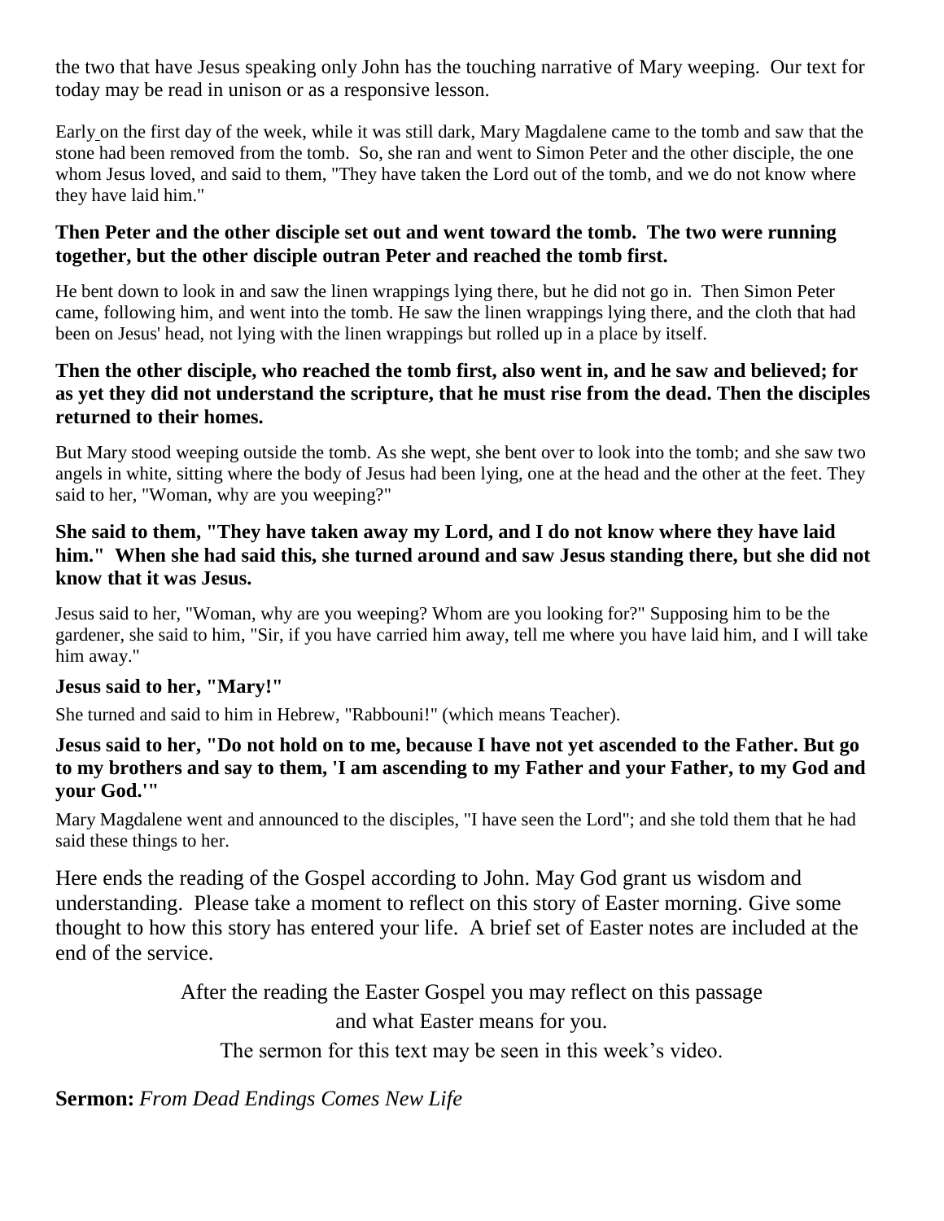the two that have Jesus speaking only John has the touching narrative of Mary weeping. Our text for today may be read in unison or as a responsive lesson.

Early on the first day of the week, while it was still dark, Mary Magdalene came to the tomb and saw that the stone had been removed from the tomb. So, she ran and went to Simon Peter and the other disciple, the one whom Jesus loved, and said to them, "They have taken the Lord out of the tomb, and we do not know where they have laid him."

**Then Peter and the other disciple set out and went toward the tomb. The two were running together, but the other disciple outran Peter and reached the tomb first.**

He bent down to look in and saw the linen wrappings lying there, but he did not go in. Then Simon Peter came, following him, and went into the tomb. He saw the linen wrappings lying there, and the cloth that had been on Jesus' head, not lying with the linen wrappings but rolled up in a place by itself.

**Then the other disciple, who reached the tomb first, also went in, and he saw and believed; for as yet they did not understand the scripture, that he must rise from the dead. Then the disciples returned to their homes.**

But Mary stood weeping outside the tomb. As she wept, she bent over to look into the tomb; and she saw two angels in white, sitting where the body of Jesus had been lying, one at the head and the other at the feet. They said to her, "Woman, why are you weeping?"

**She said to them, "They have taken away my Lord, and I do not know where they have laid him." When she had said this, she turned around and saw Jesus standing there, but she did not know that it was Jesus.**

Jesus said to her, "Woman, why are you weeping? Whom are you looking for?" Supposing him to be the gardener, she said to him, "Sir, if you have carried him away, tell me where you have laid him, and I will take him away."

**Jesus said to her, "Mary!"**

She turned and said to him in Hebrew, "Rabbouni!" (which means Teacher).

**Jesus said to her, "Do not hold on to me, because I have not yet ascended to the Father. But go to my brothers and say to them, 'I am ascending to my Father and your Father, to my God and your God.'"**

Mary Magdalene went and announced to the disciples, "I have seen the Lord"; and she told them that he had said these things to her.

Here ends the reading of the Gospel according to John. May God grant us wisdom and understanding. Please take a moment to reflect on this story of Easter morning. Give some thought to how this story has entered your life. A brief set of Easter notes are included at the end of the service.

After the reading the Easter Gospel you may reflect on this passage
and what Easter means for you.
The sermon for this text may be seen in this week's video.

**Sermon:** *From Dead Endings Comes New Life*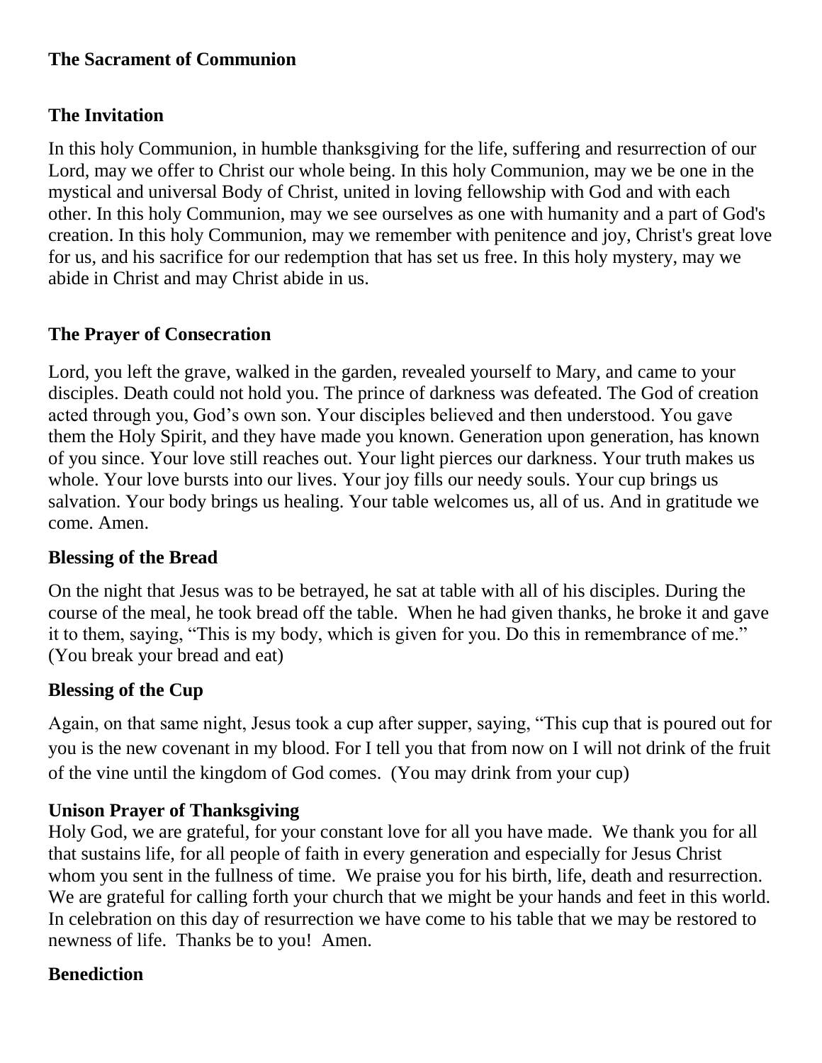## The Sacrament of Communion

### The Invitation

In this holy Communion, in humble thanksgiving for the life, suffering and resurrection of our Lord, may we offer to Christ our whole being. In this holy Communion, may we be one in the mystical and universal Body of Christ, united in loving fellowship with God and with each other. In this holy Communion, may we see ourselves as one with humanity and a part of God's creation. In this holy Communion, may we remember with penitence and joy, Christ's great love for us, and his sacrifice for our redemption that has set us free. In this holy mystery, may we abide in Christ and may Christ abide in us.

### The Prayer of Consecration

Lord, you left the grave, walked in the garden, revealed yourself to Mary, and came to your disciples. Death could not hold you. The prince of darkness was defeated. The God of creation acted through you, God's own son. Your disciples believed and then understood. You gave them the Holy Spirit, and they have made you known. Generation upon generation, has known of you since. Your love still reaches out. Your light pierces our darkness. Your truth makes us whole. Your love bursts into our lives. Your joy fills our needy souls. Your cup brings us salvation. Your body brings us healing. Your table welcomes us, all of us. And in gratitude we come. Amen.

### Blessing of the Bread

On the night that Jesus was to be betrayed, he sat at table with all of his disciples. During the course of the meal, he took bread off the table. When he had given thanks, he broke it and gave it to them, saying, "This is my body, which is given for you. Do this in remembrance of me." (You break your bread and eat)

### Blessing of the Cup

Again, on that same night, Jesus took a cup after supper, saying, "This cup that is poured out for you is the new covenant in my blood. For I tell you that from now on I will not drink of the fruit of the vine until the kingdom of God comes. (You may drink from your cup)

### Unison Prayer of Thanksgiving

Holy God, we are grateful, for your constant love for all you have made. We thank you for all that sustains life, for all people of faith in every generation and especially for Jesus Christ whom you sent in the fullness of time. We praise you for his birth, life, death and resurrection. We are grateful for calling forth your church that we might be your hands and feet in this world. In celebration on this day of resurrection we have come to his table that we may be restored to newness of life. Thanks be to you! Amen.

### Benediction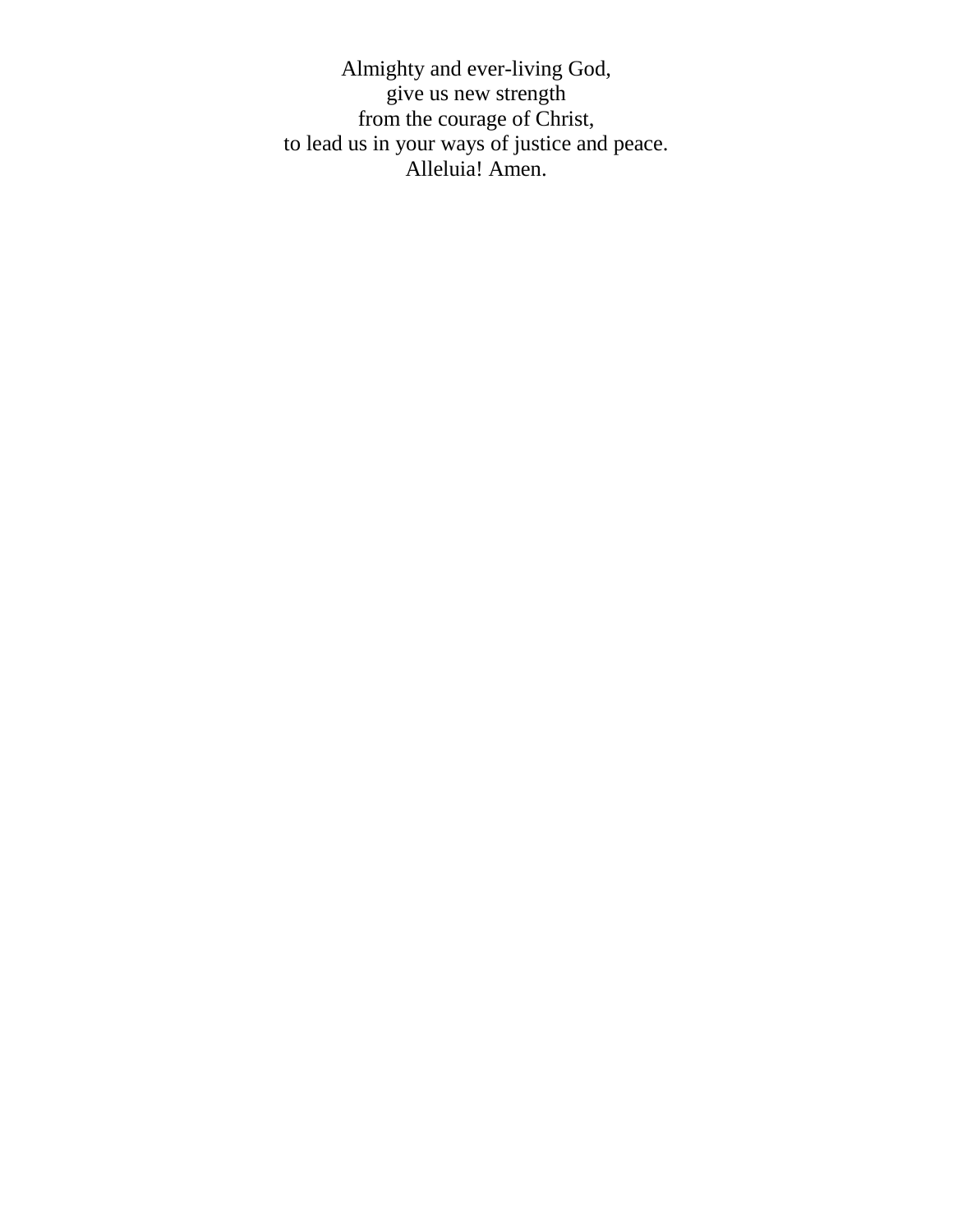Almighty and ever-living God,  
give us new strength  
from the courage of Christ,  
to lead us in your ways of justice and peace.  
Alleluia! Amen.